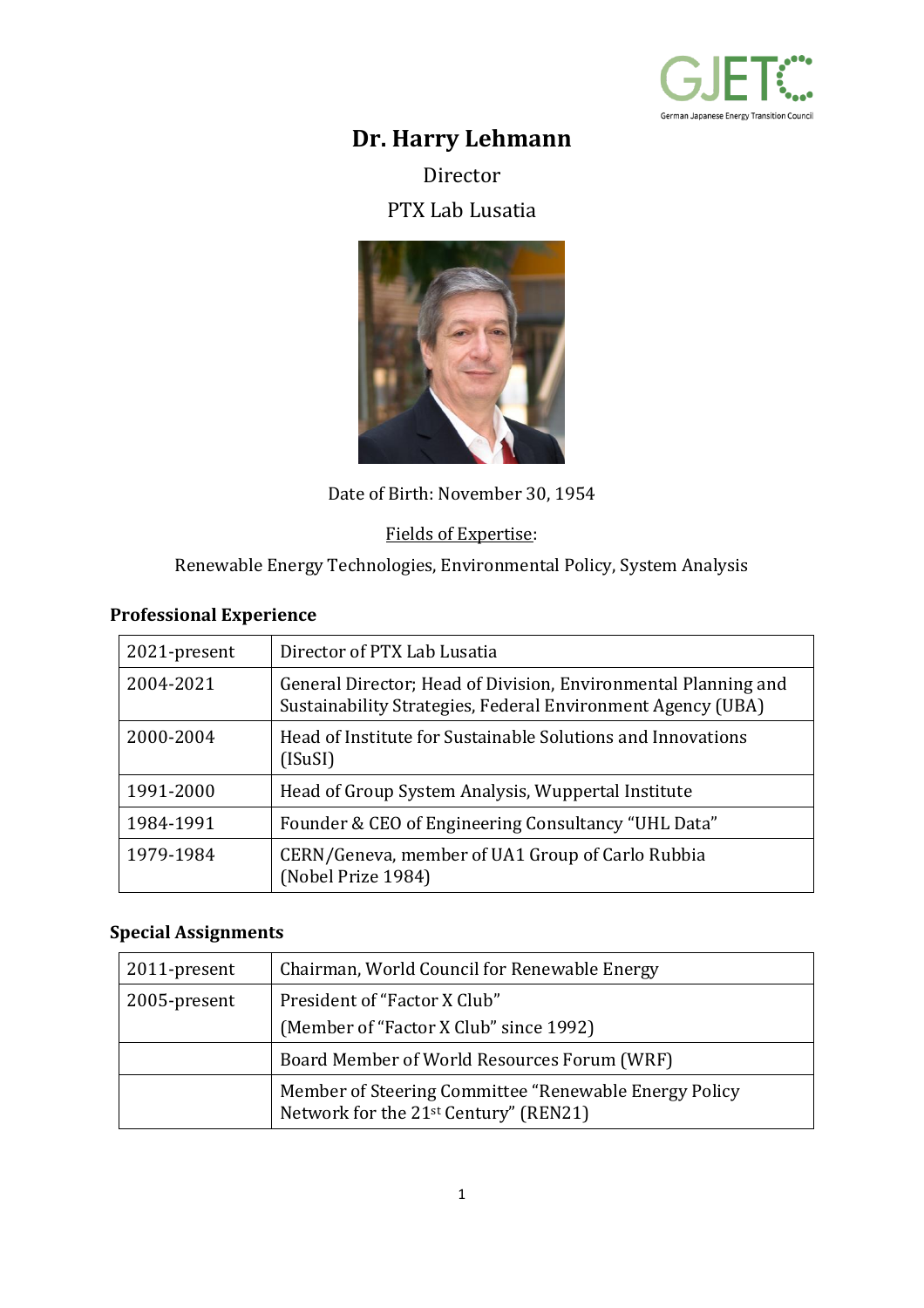# Dr. Harry Lehmann

Director

PTX Lab Lusatia

Date of Birth: November 30, 1954

Fields of Expertise:

Renewable Energy Technologies, Environmental Policy, System Analysis

## Professional Experience

| | |
|---|---|
| 2021-present | Director of PTX Lab Lusatia |
| 2004-2021 | General Director; Head of Division, Environmental Planning and Sustainability Strategies, Federal Environment Agency (UBA) |
| 2000-2004 | Head of Institute for Sustainable Solutions and Innovations (ISuSI) |
| 1991-2000 | Head of Group System Analysis, Wuppertal Institute |
| 1984-1991 | Founder & CEO of Engineering Consultancy "UHL Data" |
| 1979-1984 | CERN/Geneva, member of UA1 Group of Carlo Rubbia (Nobel Prize 1984) |

## Special Assignments

| | |
|---|---|
| 2011-present | Chairman, World Council for Renewable Energy |
| 2005-present | President of "Factor X Club"<br>(Member of "Factor X Club" since 1992) |
| | Board Member of World Resources Forum (WRF) |
| | Member of Steering Committee "Renewable Energy Policy Network for the 21st Century" (REN21) |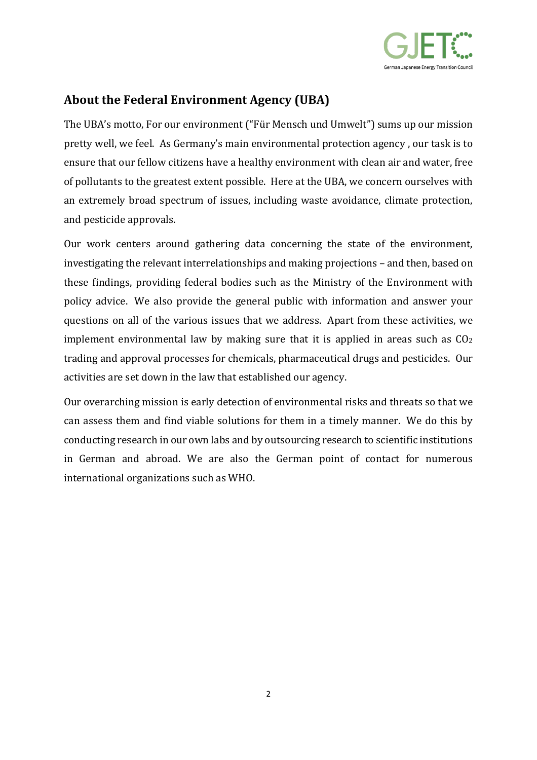## About the Federal Environment Agency (UBA)

The UBA's motto, For our environment ("Für Mensch und Umwelt") sums up our mission pretty well, we feel. As Germany's main environmental protection agency , our task is to ensure that our fellow citizens have a healthy environment with clean air and water, free of pollutants to the greatest extent possible. Here at the UBA, we concern ourselves with an extremely broad spectrum of issues, including waste avoidance, climate protection, and pesticide approvals.

Our work centers around gathering data concerning the state of the environment, investigating the relevant interrelationships and making projections – and then, based on these findings, providing federal bodies such as the Ministry of the Environment with policy advice. We also provide the general public with information and answer your questions on all of the various issues that we address. Apart from these activities, we implement environmental law by making sure that it is applied in areas such as $CO_2$ trading and approval processes for chemicals, pharmaceutical drugs and pesticides. Our activities are set down in the law that established our agency.

Our overarching mission is early detection of environmental risks and threats so that we can assess them and find viable solutions for them in a timely manner. We do this by conducting research in our own labs and by outsourcing research to scientific institutions in German and abroad. We are also the German point of contact for numerous international organizations such as WHO.